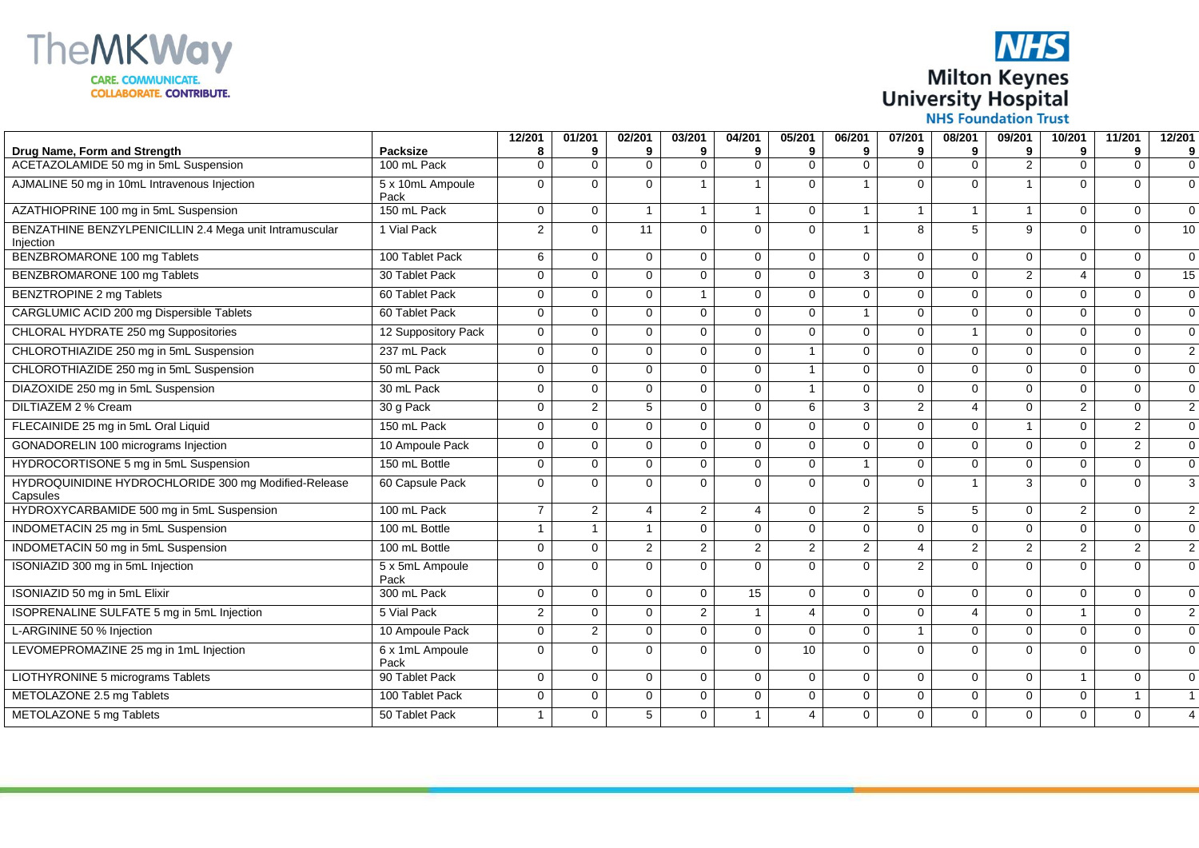| Drug Name, Form and Strength | Packsize | 12/2018 | 01/2019 | 02/2019 | 03/2019 | 04/2019 | 05/2019 | 06/2019 | 07/2019 | 08/2019 | 09/2019 | 10/2019 | 11/2019 | 12/2019 |
|---|---|---|---|---|---|---|---|---|---|---|---|---|---|---|
| ACETAZOLAMIDE 50 mg in 5mL Suspension | 100 mL Pack | 0 | 0 | 0 | 0 | 0 | 0 | 0 | 0 | 0 | 2 | 0 | 0 | 0 |
| AJMALINE 50 mg in 10mL Intravenous Injection | 5 x 10mL Ampoule Pack | 0 | 0 | 0 | 1 | 1 | 0 | 1 | 0 | 0 | 1 | 0 | 0 | 0 |
| AZATHIOPRINE 100 mg in 5mL Suspension | 150 mL Pack | 0 | 0 | 1 | 1 | 1 | 0 | 1 | 1 | 1 | 1 | 0 | 0 | 0 |
| BENZATHINE BENZYLPENICILLIN 2.4 Mega unit Intramuscular Injection | 1 Vial Pack | 2 | 0 | 11 | 0 | 0 | 0 | 1 | 8 | 5 | 9 | 0 | 0 | 10 |
| BENZBROMARONE 100 mg Tablets | 100 Tablet Pack | 6 | 0 | 0 | 0 | 0 | 0 | 0 | 0 | 0 | 0 | 0 | 0 | 0 |
| BENZBROMARONE 100 mg Tablets | 30 Tablet Pack | 0 | 0 | 0 | 0 | 0 | 0 | 3 | 0 | 0 | 2 | 4 | 0 | 15 |
| BENZTROPINE 2 mg Tablets | 60 Tablet Pack | 0 | 0 | 0 | 1 | 0 | 0 | 0 | 0 | 0 | 0 | 0 | 0 | 0 |
| CARGLUMIC ACID 200 mg Dispersible Tablets | 60 Tablet Pack | 0 | 0 | 0 | 0 | 0 | 0 | 1 | 0 | 0 | 0 | 0 | 0 | 0 |
| CHLORAL HYDRATE 250 mg Suppositories | 12 Suppository Pack | 0 | 0 | 0 | 0 | 0 | 0 | 0 | 0 | 1 | 0 | 0 | 0 | 0 |
| CHLOROTHIAZIDE 250 mg in 5mL Suspension | 237 mL Pack | 0 | 0 | 0 | 0 | 0 | 1 | 0 | 0 | 0 | 0 | 0 | 0 | 2 |
| CHLOROTHIAZIDE 250 mg in 5mL Suspension | 50 mL Pack | 0 | 0 | 0 | 0 | 0 | 1 | 0 | 0 | 0 | 0 | 0 | 0 | 0 |
| DIAZOXIDE 250 mg in 5mL Suspension | 30 mL Pack | 0 | 0 | 0 | 0 | 0 | 1 | 0 | 0 | 0 | 0 | 0 | 0 | 0 |
| DILTIAZEM 2 % Cream | 30 g Pack | 0 | 2 | 5 | 0 | 0 | 6 | 3 | 2 | 4 | 0 | 2 | 0 | 2 |
| FLECAINIDE 25 mg in 5mL Oral Liquid | 150 mL Pack | 0 | 0 | 0 | 0 | 0 | 0 | 0 | 0 | 0 | 1 | 0 | 2 | 0 |
| GONADORELIN 100 micrograms Injection | 10 Ampoule Pack | 0 | 0 | 0 | 0 | 0 | 0 | 0 | 0 | 0 | 0 | 0 | 2 | 0 |
| HYDROCORTISONE 5 mg in 5mL Suspension | 150 mL Bottle | 0 | 0 | 0 | 0 | 0 | 0 | 1 | 0 | 0 | 0 | 0 | 0 | 0 |
| HYDROQUINIDINE HYDROCHLORIDE 300 mg Modified-Release Capsules | 60 Capsule Pack | 0 | 0 | 0 | 0 | 0 | 0 | 0 | 0 | 1 | 3 | 0 | 0 | 3 |
| HYDROXYCARBAMIDE 500 mg in 5mL Suspension | 100 mL Pack | 7 | 2 | 4 | 2 | 4 | 0 | 2 | 5 | 5 | 0 | 2 | 0 | 2 |
| INDOMETACIN 25 mg in 5mL Suspension | 100 mL Bottle | 1 | 1 | 1 | 0 | 0 | 0 | 0 | 0 | 0 | 0 | 0 | 0 | 0 |
| INDOMETACIN 50 mg in 5mL Suspension | 100 mL Bottle | 0 | 0 | 2 | 2 | 2 | 2 | 2 | 4 | 2 | 2 | 2 | 2 | 2 |
| ISONIAZID 300 mg in 5mL Injection | 5 x 5mL Ampoule Pack | 0 | 0 | 0 | 0 | 0 | 0 | 0 | 2 | 0 | 0 | 0 | 0 | 0 |
| ISONIAZID 50 mg in 5mL Elixir | 300 mL Pack | 0 | 0 | 0 | 0 | 15 | 0 | 0 | 0 | 0 | 0 | 0 | 0 | 0 |
| ISOPRENALINE SULFATE 5 mg in 5mL Injection | 5 Vial Pack | 2 | 0 | 0 | 2 | 1 | 4 | 0 | 0 | 4 | 0 | 1 | 0 | 2 |
| L-ARGININE 50 % Injection | 10 Ampoule Pack | 0 | 2 | 0 | 0 | 0 | 0 | 0 | 1 | 0 | 0 | 0 | 0 | 0 |
| LEVOMEPROMAZINE 25 mg in 1mL Injection | 6 x 1mL Ampoule Pack | 0 | 0 | 0 | 0 | 0 | 10 | 0 | 0 | 0 | 0 | 0 | 0 | 0 |
| LIOTHYRONINE 5 micrograms Tablets | 90 Tablet Pack | 0 | 0 | 0 | 0 | 0 | 0 | 0 | 0 | 0 | 0 | 1 | 0 | 0 |
| METOLAZONE 2.5 mg Tablets | 100 Tablet Pack | 0 | 0 | 0 | 0 | 0 | 0 | 0 | 0 | 0 | 0 | 0 | 1 | 1 |
| METOLAZONE 5 mg Tablets | 50 Tablet Pack | 1 | 0 | 5 | 0 | 1 | 4 | 0 | 0 | 0 | 0 | 0 | 0 | 4 |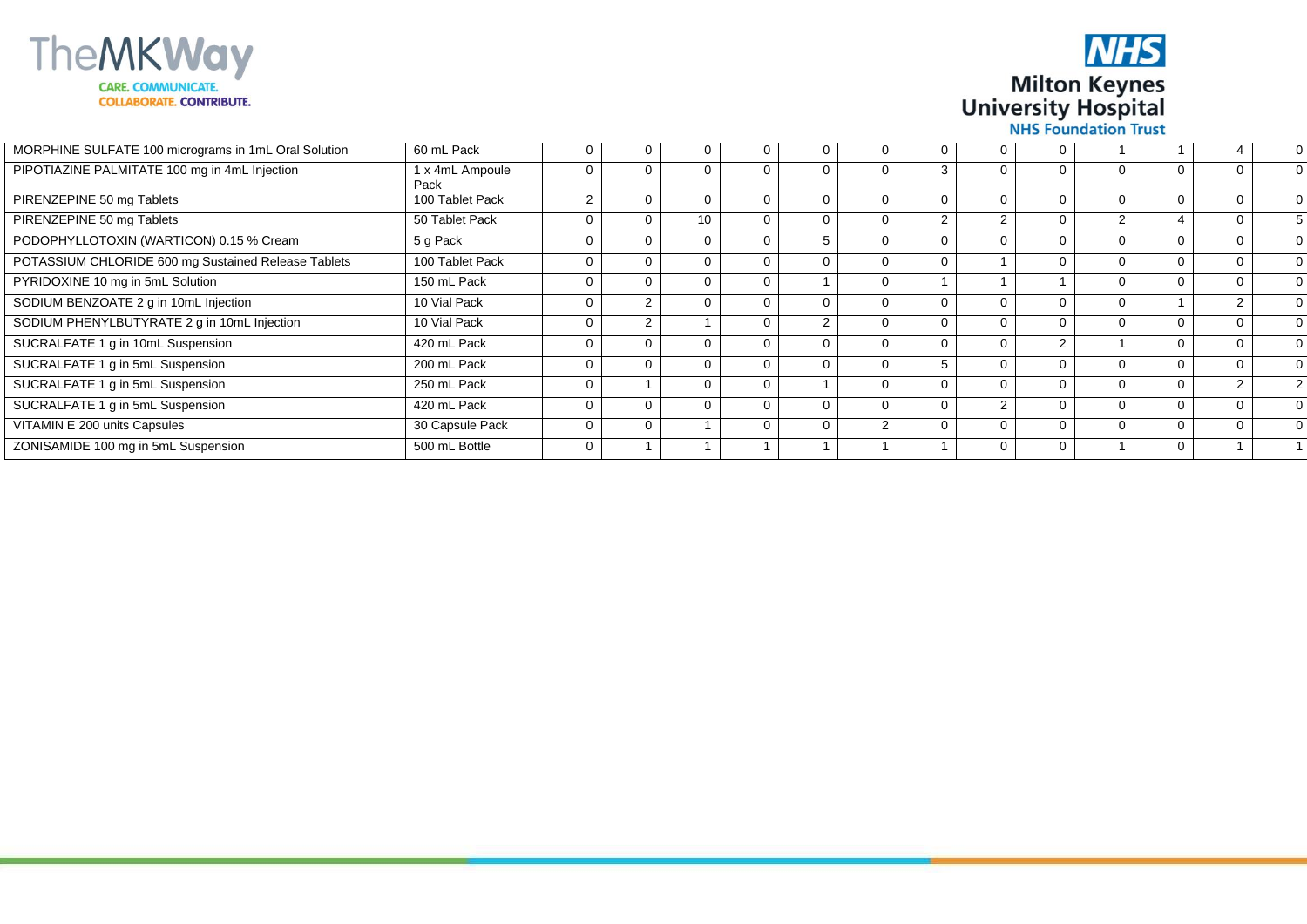| | | | | | | | | | | | | | |
|---|---|---|---|---|---|---|---|---|---|---|---|---|---|
| MORPHINE SULFATE 100 micrograms in 1mL Oral Solution | 60 mL Pack | 0 | 0 | 0 | 0 | 0 | 0 | 0 | 0 | 0 | 1 | 1 | 4 | 0 |
| PIPOTIAZINE PALMITATE 100 mg in 4mL Injection | 1 x 4mL Ampoule Pack | 0 | 0 | 0 | 0 | 0 | 0 | 3 | 0 | 0 | 0 | 0 | 0 | 0 |
| PIRENZEPINE 50 mg Tablets | 100 Tablet Pack | 2 | 0 | 0 | 0 | 0 | 0 | 0 | 0 | 0 | 0 | 0 | 0 | 0 |
| PIRENZEPINE 50 mg Tablets | 50 Tablet Pack | 0 | 0 | 10 | 0 | 0 | 0 | 2 | 2 | 0 | 2 | 4 | 0 | 5 |
| PODOPHYLLOTOXIN (WARTICON) 0.15 % Cream | 5 g Pack | 0 | 0 | 0 | 0 | 5 | 0 | 0 | 0 | 0 | 0 | 0 | 0 | 0 |
| POTASSIUM CHLORIDE 600 mg Sustained Release Tablets | 100 Tablet Pack | 0 | 0 | 0 | 0 | 0 | 0 | 0 | 1 | 0 | 0 | 0 | 0 | 0 |
| PYRIDOXINE 10 mg in 5mL Solution | 150 mL Pack | 0 | 0 | 0 | 0 | 1 | 0 | 1 | 1 | 1 | 0 | 0 | 0 | 0 |
| SODIUM BENZOATE 2 g in 10mL Injection | 10 Vial Pack | 0 | 2 | 0 | 0 | 0 | 0 | 0 | 0 | 0 | 0 | 1 | 2 | 0 |
| SODIUM PHENYLBUTYRATE 2 g in 10mL Injection | 10 Vial Pack | 0 | 2 | 1 | 0 | 2 | 0 | 0 | 0 | 0 | 0 | 0 | 0 | 0 |
| SUCRALFATE 1 g in 10mL Suspension | 420 mL Pack | 0 | 0 | 0 | 0 | 0 | 0 | 0 | 0 | 2 | 1 | 0 | 0 | 0 |
| SUCRALFATE 1 g in 5mL Suspension | 200 mL Pack | 0 | 0 | 0 | 0 | 0 | 0 | 5 | 0 | 0 | 0 | 0 | 0 | 0 |
| SUCRALFATE 1 g in 5mL Suspension | 250 mL Pack | 0 | 1 | 0 | 0 | 1 | 0 | 0 | 0 | 0 | 0 | 0 | 2 | 2 |
| SUCRALFATE 1 g in 5mL Suspension | 420 mL Pack | 0 | 0 | 0 | 0 | 0 | 0 | 0 | 2 | 0 | 0 | 0 | 0 | 0 |
| VITAMIN E 200 units Capsules | 30 Capsule Pack | 0 | 0 | 1 | 0 | 0 | 2 | 0 | 0 | 0 | 0 | 0 | 0 | 0 |
| ZONISAMIDE 100 mg in 5mL Suspension | 500 mL Bottle | 0 | 1 | 1 | 1 | 1 | 1 | 1 | 0 | 0 | 1 | 0 | 1 | 1 |